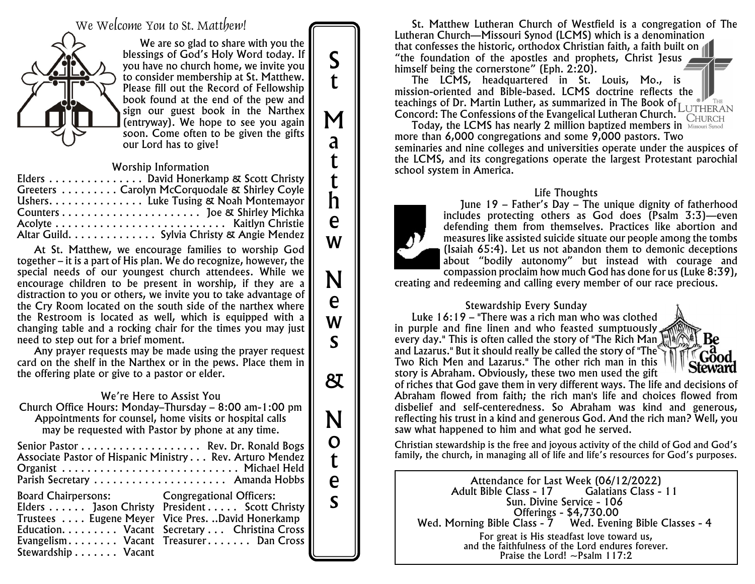# We Welcome You to St. Matthew!

We are so glad to share with you the blessings of God's Holy Word today. If you have no church home, we invite you to consider membership at St. Matthew. Please fill out the Record of Fellowship book found at the end of the pew and sign our guest book in the Narthex (entryway). We hope to see you again soon. Come often to be given the gifts our Lord has to give!

## Worship Information

Elders . . . . . . . . . . . . . . . David Honerkamp & Scott Christy
Greeters . . . . . . . . . Carolyn McCorquodale & Shirley Coyle
Ushers. . . . . . . . . . . . . . . Luke Tusing & Noah Montemayor
Counters . . . . . . . . . . . . . . . . . . . . . . Joe & Shirley Michka
Acolyte . . . . . . . . . . . . . . . . . . . . . . . . . . . Kaitlyn Christie
Altar Guild. . . . . . . . . . . . . . Sylvia Christy & Angie Mendez

At St. Matthew, we encourage families to worship God together – it is a part of His plan. We do recognize, however, the special needs of our youngest church attendees. While we encourage children to be present in worship, if they are a distraction to you or others, we invite you to take advantage of the Cry Room located on the south side of the narthex where the Restroom is located as well, which is equipped with a changing table and a rocking chair for the times you may just need to step out for a brief moment.

Any prayer requests may be made using the prayer request card on the shelf in the Narthex or in the pews. Place them in the offering plate or give to a pastor or elder.

## We're Here to Assist You

Church Office Hours: Monday–Thursday – 8:00 am-1:00 pm
Appointments for counsel, home visits or hospital calls may be requested with Pastor by phone at any time.

Senior Pastor . . . . . . . . . . . . . . . . . . . Rev. Dr. Ronald Bogs
Associate Pastor of Hispanic Ministry . . . Rev. Arturo Mendez
Organist . . . . . . . . . . . . . . . . . . . . . . . . . . . . Michael Held
Parish Secretary . . . . . . . . . . . . . . . . . . . . . Amanda Hobbs

**Board Chairpersons:**
Elders . . . . . . Jason Christy
Trustees . . . . Eugene Meyer
Education. . . . . . . . . Vacant
Evangelism . . . . . . . . Vacant
Stewardship . . . . . . . Vacant

**Congregational Officers:**
President . . . . . Scott Christy
Vice Pres. ..David Honerkamp
Secretary . . . Christina Cross
Treasurer . . . . . . . Dan Cross

# St Matthew News & Notes

St. Matthew Lutheran Church of Westfield is a congregation of The Lutheran Church—Missouri Synod (LCMS) which is a denomination that confesses the historic, orthodox Christian faith, a faith built on "the foundation of the apostles and prophets, Christ Jesus himself being the cornerstone" (Eph. 2:20).

The LCMS, headquartered in St. Louis, Mo., is mission-oriented and Bible-based. LCMS doctrine reflects the teachings of Dr. Martin Luther, as summarized in The Book of Concord: The Confessions of the Evangelical Lutheran Church.

Today, the LCMS has nearly 2 million baptized members in more than 6,000 congregations and some 9,000 pastors. Two seminaries and nine colleges and universities operate under the auspices of the LCMS, and its congregations operate the largest Protestant parochial school system in America.

## Life Thoughts

June 19 – Father's Day – The unique dignity of fatherhood includes protecting others as God does (Psalm 3:3)—even defending them from themselves. Practices like abortion and measures like assisted suicide situate our people among the tombs (Isaiah 65:4). Let us not abandon them to demonic deceptions about "bodily autonomy" but instead with courage and compassion proclaim how much God has done for us (Luke 8:39), creating and redeeming and calling every member of our race precious.

## Stewardship Every Sunday

Luke 16:19 – "There was a rich man who was clothed in purple and fine linen and who feasted sumptuously every day." This is often called the story of "The Rich Man and Lazarus." But it should really be called the story of "The Two Rich Men and Lazarus." The other rich man in this story is Abraham. Obviously, these two men used the gift of riches that God gave them in very different ways. The life and decisions of Abraham flowed from faith; the rich man's life and choices flowed from disbelief and self-centeredness. So Abraham was kind and generous, reflecting his trust in a kind and generous God. And the rich man? Well, you saw what happened to him and what god he served.

Christian stewardship is the free and joyous activity of the child of God and God's family, the church, in managing all of life and life's resources for God's purposes.

## Attendance for Last Week (06/12/2022)

Adult Bible Class - 17 Galatians Class - 11
Sun. Divine Service - 106
Offerings - $4,730.00
Wed. Morning Bible Class - 7 Wed. Evening Bible Classes - 4

For great is His steadfast love toward us,
and the faithfulness of the Lord endures forever.
Praise the Lord! ~Psalm 117:2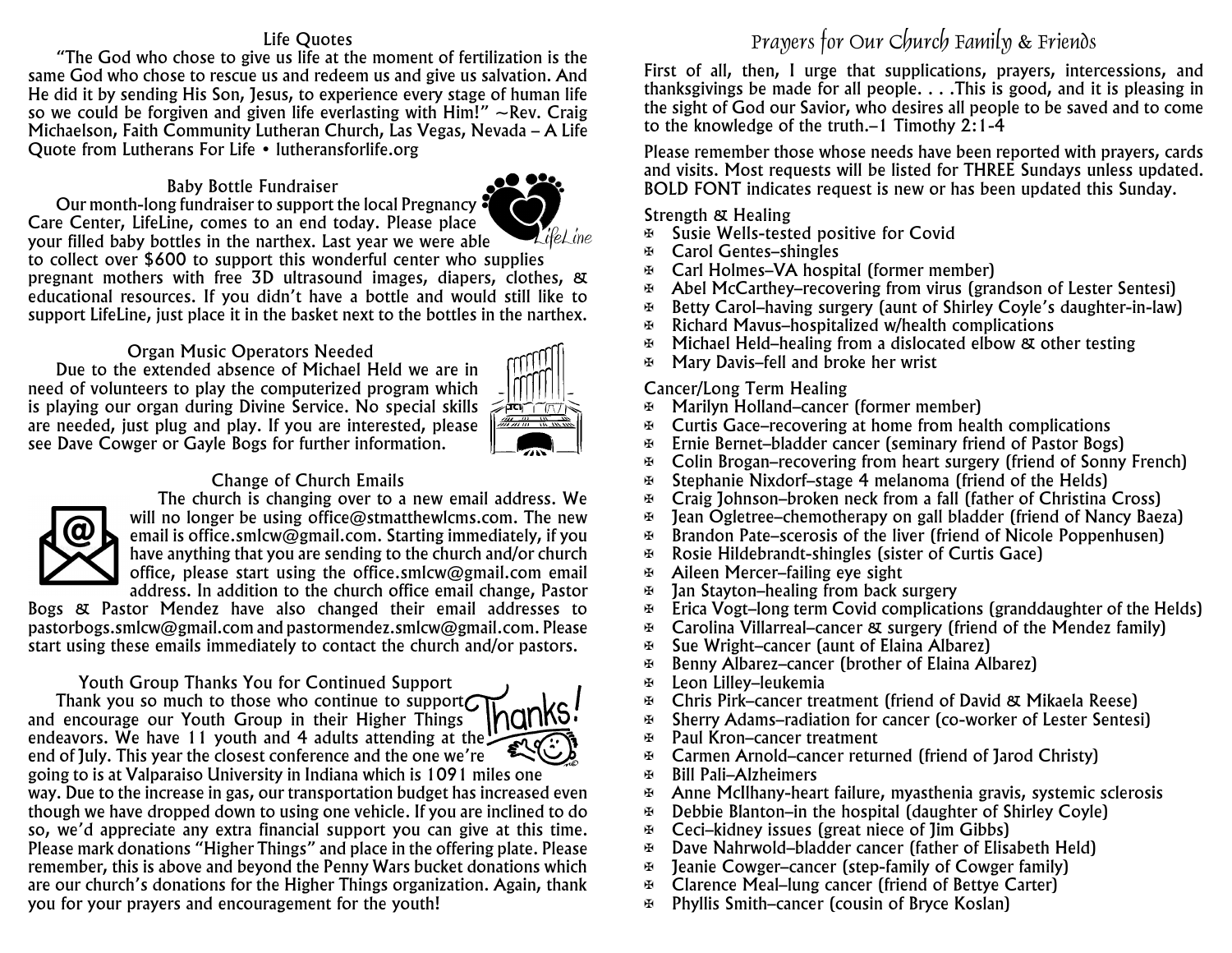### Life Quotes

"The God who chose to give us life at the moment of fertilization is the same God who chose to rescue us and redeem us and give us salvation. And He did it by sending His Son, Jesus, to experience every stage of human life so we could be forgiven and given life everlasting with Him!" ~Rev. Craig Michaelson, Faith Community Lutheran Church, Las Vegas, Nevada – A Life Quote from Lutherans For Life • lutheransforlife.org

### Baby Bottle Fundraiser

Our month-long fundraiser to support the local Pregnancy Care Center, LifeLine, comes to an end today. Please place your filled baby bottles in the narthex. Last year we were able to collect over $600 to support this wonderful center who supplies pregnant mothers with free 3D ultrasound images, diapers, clothes, & educational resources. If you didn't have a bottle and would still like to support LifeLine, just place it in the basket next to the bottles in the narthex.

### Organ Music Operators Needed

Due to the extended absence of Michael Held we are in need of volunteers to play the computerized program which is playing our organ during Divine Service. No special skills are needed, just plug and play. If you are interested, please see Dave Cowger or Gayle Bogs for further information.

### Change of Church Emails

The church is changing over to a new email address. We will no longer be using office@stmatthewlcms.com. The new email is office.smlcw@gmail.com. Starting immediately, if you have anything that you are sending to the church and/or church office, please start using the office.smlcw@gmail.com email address. In addition to the church office email change, Pastor Bogs & Pastor Mendez have also changed their email addresses to pastorbogs.smlcw@gmail.com and pastormendez.smlcw@gmail.com. Please start using these emails immediately to contact the church and/or pastors.

### Youth Group Thanks You for Continued Support

Thank you so much to those who continue to support and encourage our Youth Group in their Higher Things endeavors. We have 11 youth and 4 adults attending at the end of July. This year the closest conference and the one we're going to is at Valparaiso University in Indiana which is 1091 miles one way. Due to the increase in gas, our transportation budget has increased even though we have dropped down to using one vehicle. If you are inclined to do so, we'd appreciate any extra financial support you can give at this time. Please mark donations "Higher Things" and place in the offering plate. Please remember, this is above and beyond the Penny Wars bucket donations which are our church's donations for the Higher Things organization. Again, thank you for your prayers and encouragement for the youth!

## Prayers for Our Church Family & Friends

First of all, then, I urge that supplications, prayers, intercessions, and thanksgivings be made for all people. . . .This is good, and it is pleasing in the sight of God our Savior, who desires all people to be saved and to come to the knowledge of the truth.–1 Timothy 2:1-4

Please remember those whose needs have been reported with prayers, cards and visits. Most requests will be listed for THREE Sundays unless updated. BOLD FONT indicates request is new or has been updated this Sunday.

Strength & Healing

- Susie Wells-tested positive for Covid
- Carol Gentes–shingles
- Carl Holmes–VA hospital (former member)
- Abel McCarthey–recovering from virus (grandson of Lester Sentesi)
- Betty Carol–having surgery (aunt of Shirley Coyle's daughter-in-law)
- Richard Mavus–hospitalized w/health complications
- Michael Held–healing from a dislocated elbow & other testing
- Mary Davis–fell and broke her wrist

Cancer/Long Term Healing

- Marilyn Holland–cancer (former member)
- Curtis Gace–recovering at home from health complications
- Ernie Bernet–bladder cancer (seminary friend of Pastor Bogs)
- Colin Brogan–recovering from heart surgery (friend of Sonny French)
- Stephanie Nixdorf–stage 4 melanoma (friend of the Helds)
- Craig Johnson–broken neck from a fall (father of Christina Cross)
- Jean Ogletree–chemotherapy on gall bladder (friend of Nancy Baeza)
- Brandon Pate–scerosis of the liver (friend of Nicole Poppenhusen)
- Rosie Hildebrandt-shingles (sister of Curtis Gace)
- Aileen Mercer–failing eye sight
- Jan Stayton–healing from back surgery
- Erica Vogt–long term Covid complications (granddaughter of the Helds)
- Carolina Villarreal–cancer & surgery (friend of the Mendez family)
- Sue Wright–cancer (aunt of Elaina Albarez)
- Benny Albarez–cancer (brother of Elaina Albarez)
- Leon Lilley–leukemia
- Chris Pirk–cancer treatment (friend of David & Mikaela Reese)
- Sherry Adams–radiation for cancer (co-worker of Lester Sentesi)
- Paul Kron–cancer treatment
- Carmen Arnold–cancer returned (friend of Jarod Christy)
- Bill Pali–Alzheimers
- Anne McIlhany-heart failure, myasthenia gravis, systemic sclerosis
- Debbie Blanton–in the hospital (daughter of Shirley Coyle)
- Ceci–kidney issues (great niece of Jim Gibbs)
- Dave Nahrwold–bladder cancer (father of Elisabeth Held)
- Jeanie Cowger–cancer (step-family of Cowger family)
- Clarence Meal–lung cancer (friend of Bettye Carter)
- Phyllis Smith–cancer (cousin of Bryce Koslan)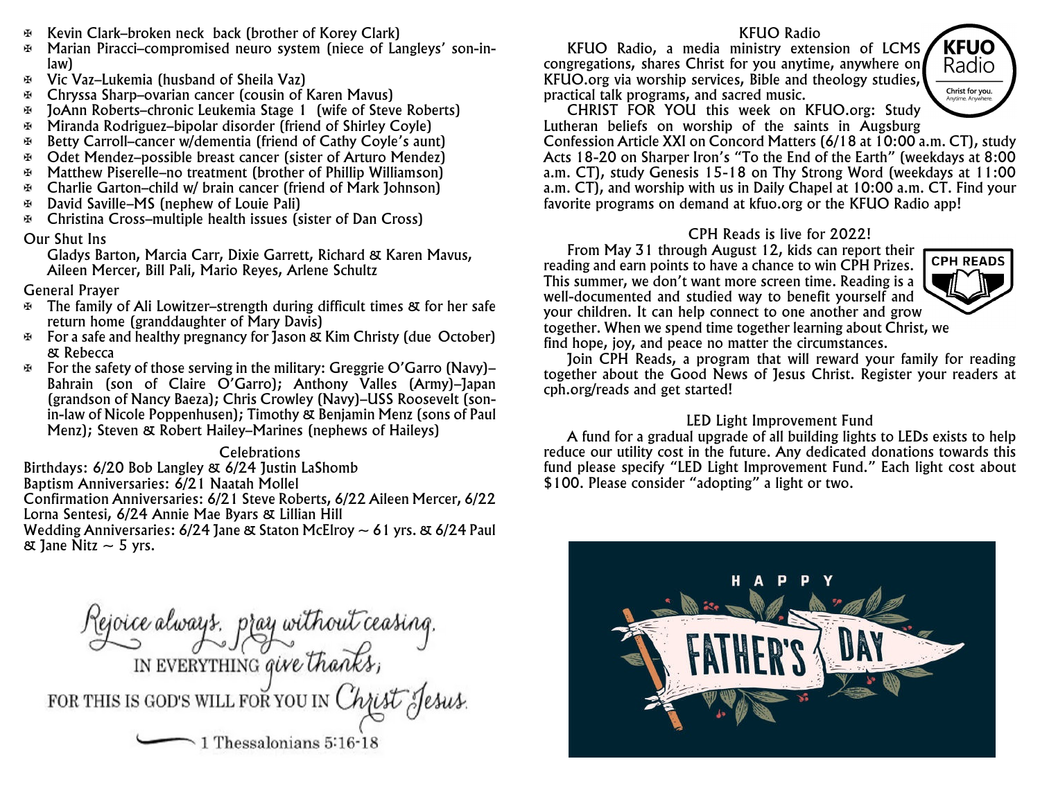- Kevin Clark–broken neck back (brother of Korey Clark)
- Marian Piracci–compromised neuro system (niece of Langleys' son-in-law)
- Vic Vaz–Lukemia (husband of Sheila Vaz)
- Chryssa Sharp–ovarian cancer (cousin of Karen Mavus)
- JoAnn Roberts–chronic Leukemia Stage 1 (wife of Steve Roberts)
- Miranda Rodriguez–bipolar disorder (friend of Shirley Coyle)
- Betty Carroll–cancer w/dementia (friend of Cathy Coyle's aunt)
- Odet Mendez–possible breast cancer (sister of Arturo Mendez)
- Matthew Piserelle–no treatment (brother of Phillip Williamson)
- Charlie Garton–child w/ brain cancer (friend of Mark Johnson)
- David Saville–MS (nephew of Louie Pali)
- Christina Cross–multiple health issues (sister of Dan Cross)

Our Shut Ins

Gladys Barton, Marcia Carr, Dixie Garrett, Richard & Karen Mavus, Aileen Mercer, Bill Pali, Mario Reyes, Arlene Schultz

General Prayer

- The family of Ali Lowitzer–strength during difficult times & for her safe return home (granddaughter of Mary Davis)
- For a safe and healthy pregnancy for Jason & Kim Christy (due October) & Rebecca
- For the safety of those serving in the military: Greggrie O'Garro (Navy)–Bahrain (son of Claire O'Garro); Anthony Valles (Army)–Japan (grandson of Nancy Baeza); Chris Crowley (Navy)–USS Roosevelt (son-in-law of Nicole Poppenhusen); Timothy & Benjamin Menz (sons of Paul Menz); Steven & Robert Hailey–Marines (nephews of Haileys)

## Celebrations

Birthdays: 6/20 Bob Langley & 6/24 Justin LaShomb
Baptism Anniversaries: 6/21 Naatah Mollel
Confirmation Anniversaries: 6/21 Steve Roberts, 6/22 Aileen Mercer, 6/22 Lorna Sentesi, 6/24 Annie Mae Byars & Lillian Hill
Wedding Anniversaries: 6/24 Jane & Staton McElroy ~ 61 yrs. & 6/24 Paul & Jane Nitz ~ 5 yrs.

Rejoice always, pray without ceasing, IN EVERYTHING give thanks; FOR THIS IS GOD'S WILL FOR YOU IN Christ Jesus.
— 1 Thessalonians 5:16-18

## KFUO Radio

KFUO Radio, a media ministry extension of LCMS congregations, shares Christ for you anytime, anywhere on KFUO.org via worship services, Bible and theology studies, practical talk programs, and sacred music.

CHRIST FOR YOU this week on KFUO.org: Study Lutheran beliefs on worship of the saints in Augsburg Confession Article XXI on Concord Matters (6/18 at 10:00 a.m. CT), study Acts 18-20 on Sharper Iron's "To the End of the Earth" (weekdays at 8:00 a.m. CT), study Genesis 15-18 on Thy Strong Word (weekdays at 11:00 a.m. CT), and worship with us in Daily Chapel at 10:00 a.m. CT. Find your favorite programs on demand at kfuo.org or the KFUO Radio app!

## CPH Reads is live for 2022!

From May 31 through August 12, kids can report their reading and earn points to have a chance to win CPH Prizes. This summer, we don't want more screen time. Reading is a well-documented and studied way to benefit yourself and your children. It can help connect to one another and grow together. When we spend time together learning about Christ, we find hope, joy, and peace no matter the circumstances.

Join CPH Reads, a program that will reward your family for reading together about the Good News of Jesus Christ. Register your readers at cph.org/reads and get started!

## LED Light Improvement Fund

A fund for a gradual upgrade of all building lights to LEDs exists to help reduce our utility cost in the future. Any dedicated donations towards this fund please specify "LED Light Improvement Fund." Each light cost about $100. Please consider "adopting" a light or two.

HAPPY FATHER'S DAY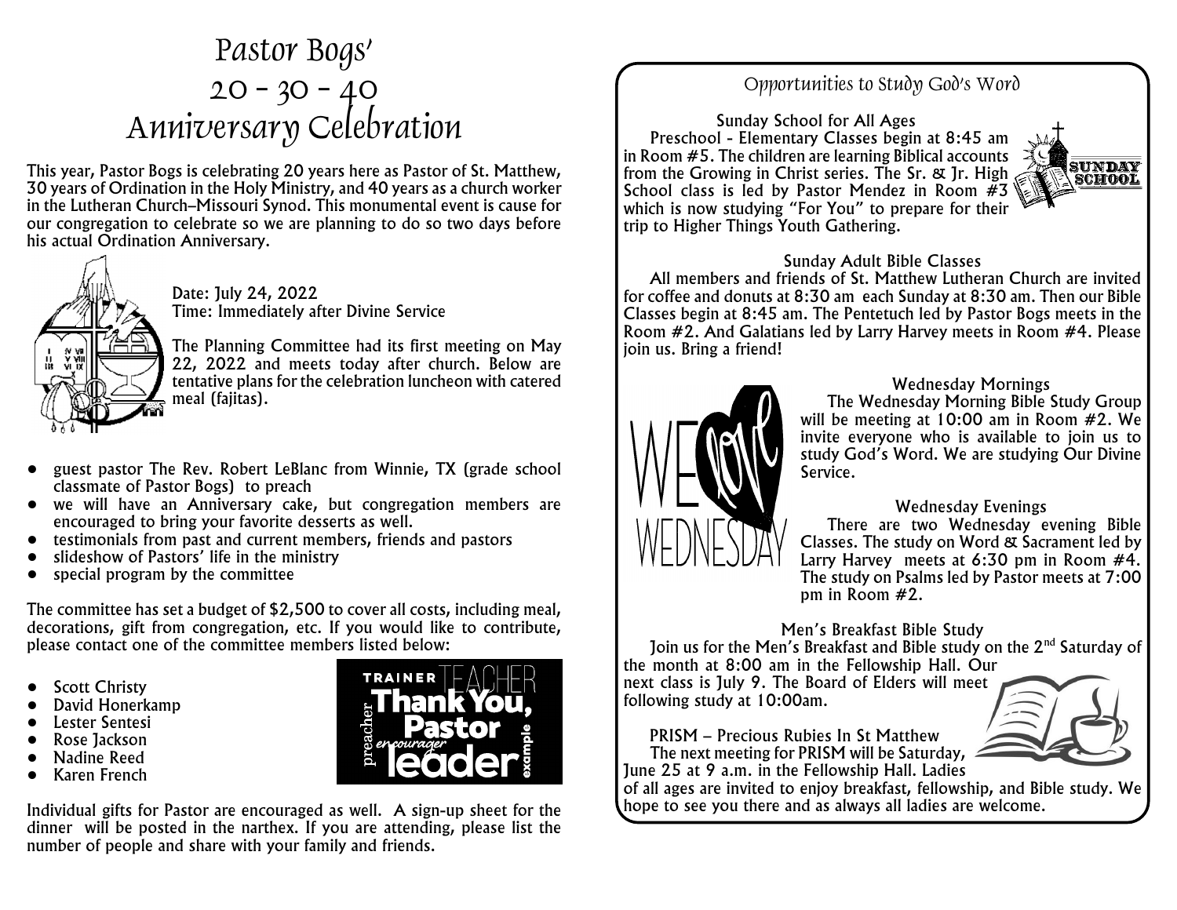# Pastor Bogs' 20 - 30 - 40 Anniversary Celebration

This year, Pastor Bogs is celebrating 20 years here as Pastor of St. Matthew, 30 years of Ordination in the Holy Ministry, and 40 years as a church worker in the Lutheran Church–Missouri Synod. This monumental event is cause for our congregation to celebrate so we are planning to do so two days before his actual Ordination Anniversary.

Date: July 24, 2022
Time: Immediately after Divine Service

The Planning Committee had its first meeting on May 22, 2022 and meets today after church. Below are tentative plans for the celebration luncheon with catered meal (fajitas).

- guest pastor The Rev. Robert LeBlanc from Winnie, TX (grade school classmate of Pastor Bogs) to preach
- we will have an Anniversary cake, but congregation members are encouraged to bring your favorite desserts as well.
- testimonials from past and current members, friends and pastors
- slideshow of Pastors' life in the ministry
- special program by the committee

The committee has set a budget of $2,500 to cover all costs, including meal, decorations, gift from congregation, etc. If you would like to contribute, please contact one of the committee members listed below:

- Scott Christy
- David Honerkamp
- Lester Sentesi
- Rose Jackson
- Nadine Reed
- Karen French

Individual gifts for Pastor are encouraged as well. A sign-up sheet for the dinner will be posted in the narthex. If you are attending, please list the number of people and share with your family and friends.

## Opportunities to Study God's Word

### Sunday School for All Ages

Preschool - Elementary Classes begin at 8:45 am in Room #5. The children are learning Biblical accounts from the Growing in Christ series. The Sr. & Jr. High School class is led by Pastor Mendez in Room #3 which is now studying "For You" to prepare for their trip to Higher Things Youth Gathering.

### Sunday Adult Bible Classes

All members and friends of St. Matthew Lutheran Church are invited for coffee and donuts at 8:30 am each Sunday at 8:30 am. Then our Bible Classes begin at 8:45 am. The Pentetuch led by Pastor Bogs meets in the Room #2. And Galatians led by Larry Harvey meets in Room #4. Please join us. Bring a friend!

### Wednesday Mornings

The Wednesday Morning Bible Study Group will be meeting at 10:00 am in Room #2. We invite everyone who is available to join us to study God's Word. We are studying Our Divine Service.

### Wednesday Evenings

There are two Wednesday evening Bible Classes. The study on Word & Sacrament led by Larry Harvey meets at 6:30 pm in Room #4. The study on Psalms led by Pastor meets at 7:00 pm in Room #2.

### Men's Breakfast Bible Study

Join us for the Men's Breakfast and Bible study on the 2nd Saturday of the month at 8:00 am in the Fellowship Hall. Our next class is July 9. The Board of Elders will meet following study at 10:00am.

### PRISM – Precious Rubies In St Matthew

The next meeting for PRISM will be Saturday, June 25 at 9 a.m. in the Fellowship Hall. Ladies of all ages are invited to enjoy breakfast, fellowship, and Bible study. We hope to see you there and as always all ladies are welcome.